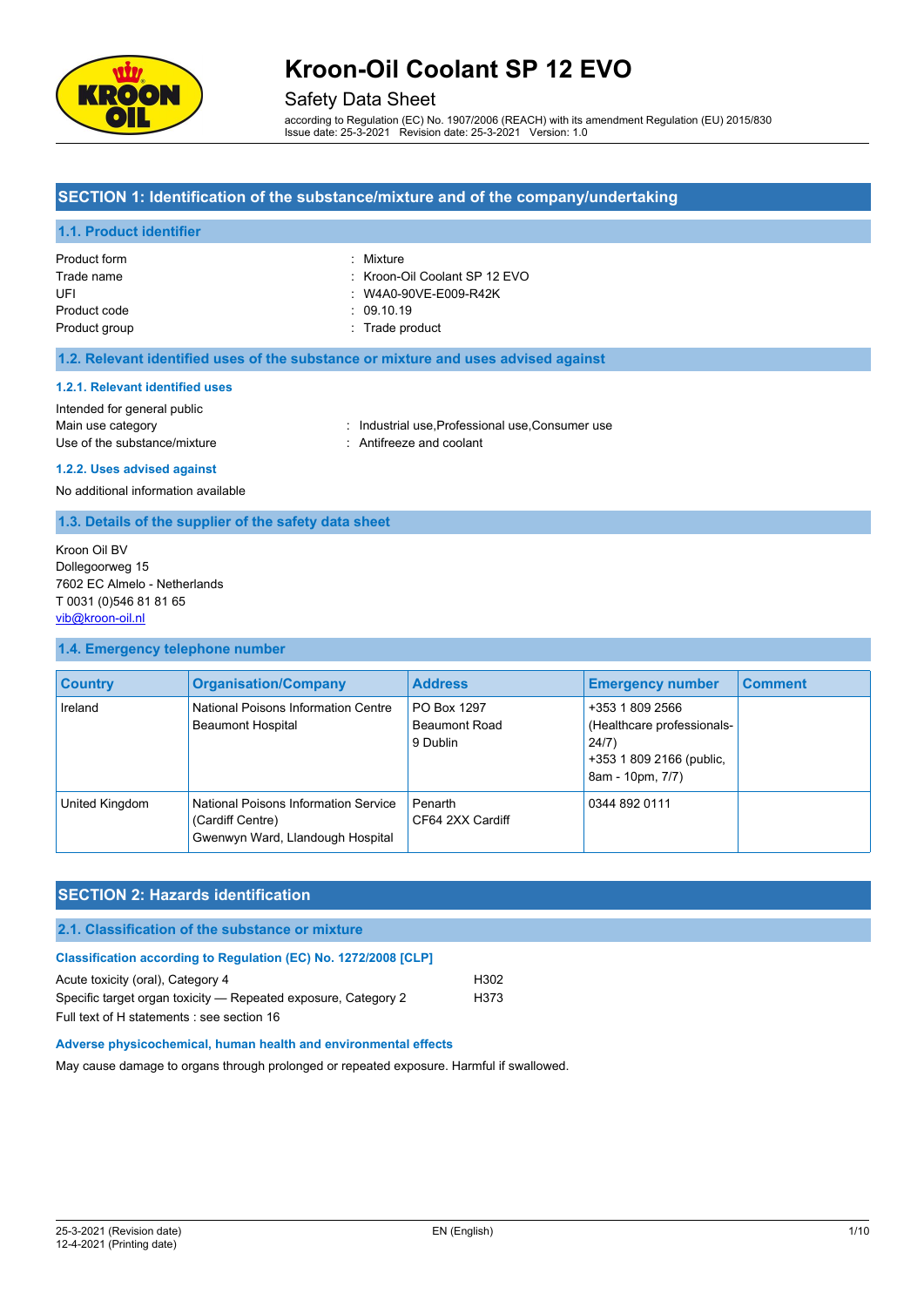# Kroon-Oil Coolant SP 12 EVO

Safety Data Sheet

according to Regulation (EC) No. 1907/2006 (REACH) with its amendment Regulation (EU) 2015/830
Issue date: 25-3-2021 Revision date: 25-3-2021 Version: 1.0

## SECTION 1: Identification of the substance/mixture and of the company/undertaking

### 1.1. Product identifier

| | |
|---|---|
| Product form | : Mixture |
| Trade name | : Kroon-Oil Coolant SP 12 EVO |
| UFI | : W4A0-90VE-E009-R42K |
| Product code | : 09.10.19 |
| Product group | : Trade product |

### 1.2. Relevant identified uses of the substance or mixture and uses advised against

#### 1.2.1. Relevant identified uses

Intended for general public

| | |
|---|---|
| Main use category | : Industrial use,Professional use,Consumer use |
| Use of the substance/mixture | : Antifreeze and coolant |

#### 1.2.2. Uses advised against

No additional information available

### 1.3. Details of the supplier of the safety data sheet

Kroon Oil BV
Dollegoorweg 15
7602 EC Almelo - Netherlands
T 0031 (0)546 81 81 65
vib@kroon-oil.nl

### 1.4. Emergency telephone number

| Country | Organisation/Company | Address | Emergency number | Comment |
|---|---|---|---|---|
| Ireland | National Poisons Information Centre Beaumont Hospital | PO Box 1297 Beaumont Road 9 Dublin | +353 1 809 2566 (Healthcare professionals-24/7) +353 1 809 2166 (public, 8am - 10pm, 7/7) | |
| United Kingdom | National Poisons Information Service (Cardiff Centre) Gwenwyn Ward, Llandough Hospital | Penarth CF64 2XX Cardiff | 0344 892 0111 | |

## SECTION 2: Hazards identification

### 2.1. Classification of the substance or mixture

#### Classification according to Regulation (EC) No. 1272/2008 [CLP]

| | |
|---|---|
| Acute toxicity (oral), Category 4 | H302 |
| Specific target organ toxicity — Repeated exposure, Category 2 | H373 |

Full text of H statements : see section 16

#### Adverse physicochemical, human health and environmental effects

May cause damage to organs through prolonged or repeated exposure. Harmful if swallowed.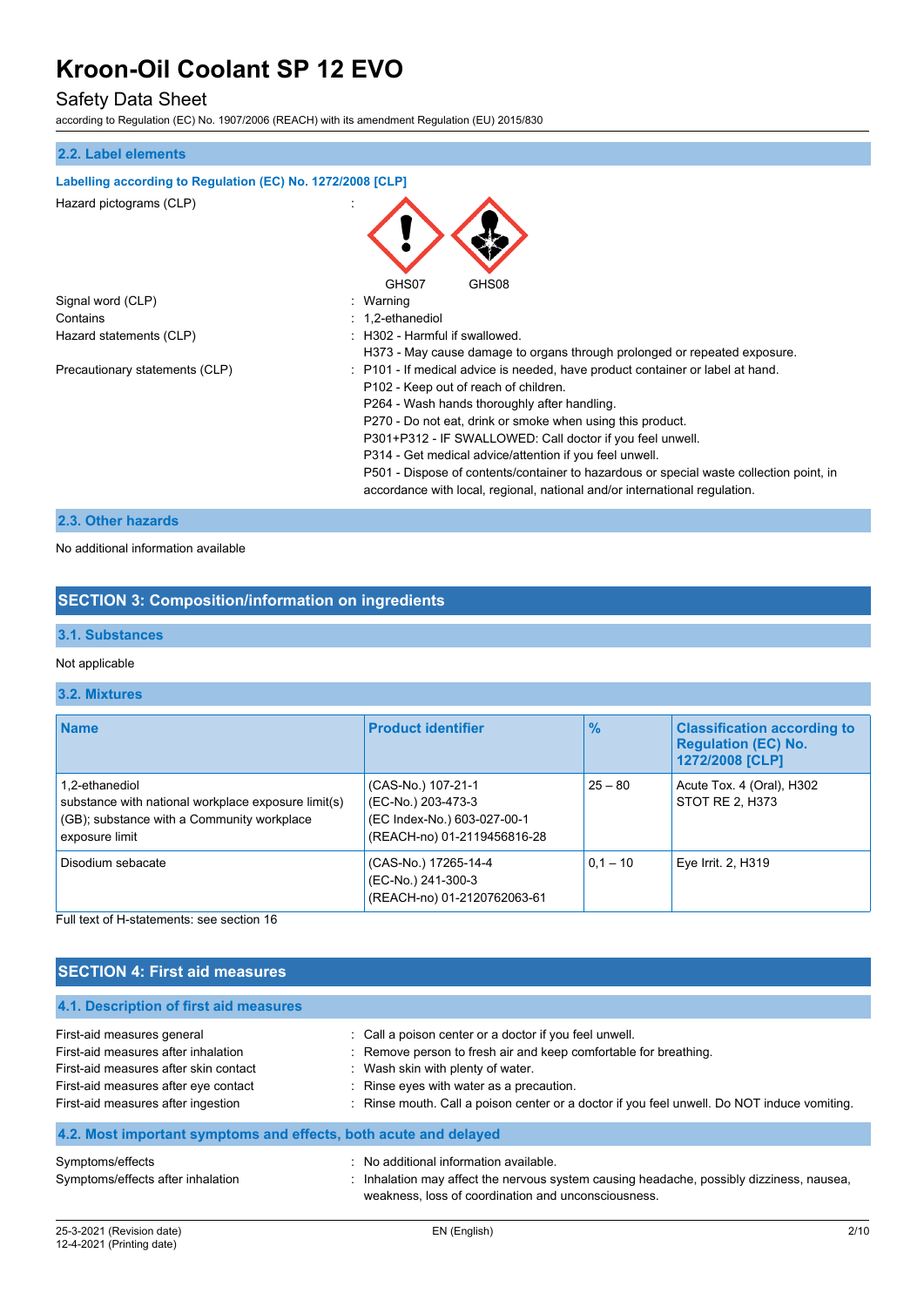### 2.2. Label elements

**Labelling according to Regulation (EC) No. 1272/2008 [CLP]**

| | |
|---|---|
| Hazard pictograms (CLP) | : GHS07 GHS08 |
| Signal word (CLP) | : Warning |
| Contains | : 1,2-ethanediol |
| Hazard statements (CLP) | : H302 - Harmful if swallowed.<br>H373 - May cause damage to organs through prolonged or repeated exposure. |
| Precautionary statements (CLP) | : P101 - If medical advice is needed, have product container or label at hand.<br>P102 - Keep out of reach of children.<br>P264 - Wash hands thoroughly after handling.<br>P270 - Do not eat, drink or smoke when using this product.<br>P301+P312 - IF SWALLOWED: Call doctor if you feel unwell.<br>P314 - Get medical advice/attention if you feel unwell.<br>P501 - Dispose of contents/container to hazardous or special waste collection point, in accordance with local, regional, national and/or international regulation. |

### 2.3. Other hazards

No additional information available

## SECTION 3: Composition/information on ingredients

### 3.1. Substances

Not applicable

### 3.2. Mixtures

| Name | Product identifier | % | Classification according to Regulation (EC) No. 1272/2008 [CLP] |
|---|---|---|---|
| 1,2-ethanediol<br>substance with national workplace exposure limit(s) (GB); substance with a Community workplace exposure limit | (CAS-No.) 107-21-1<br>(EC-No.) 203-473-3<br>(EC Index-No.) 603-027-00-1<br>(REACH-no) 01-2119456816-28 | 25 – 80 | Acute Tox. 4 (Oral), H302<br>STOT RE 2, H373 |
| Disodium sebacate | (CAS-No.) 17265-14-4<br>(EC-No.) 241-300-3<br>(REACH-no) 01-2120762063-61 | 0,1 – 10 | Eye Irrit. 2, H319 |

Full text of H-statements: see section 16

## SECTION 4: First aid measures

### 4.1. Description of first aid measures

| | |
|---|---|
| First-aid measures general | : Call a poison center or a doctor if you feel unwell. |
| First-aid measures after inhalation | : Remove person to fresh air and keep comfortable for breathing. |
| First-aid measures after skin contact | : Wash skin with plenty of water. |
| First-aid measures after eye contact | : Rinse eyes with water as a precaution. |
| First-aid measures after ingestion | : Rinse mouth. Call a poison center or a doctor if you feel unwell. Do NOT induce vomiting. |

### 4.2. Most important symptoms and effects, both acute and delayed

| | |
|---|---|
| Symptoms/effects | : No additional information available. |
| Symptoms/effects after inhalation | : Inhalation may affect the nervous system causing headache, possibly dizziness, nausea, weakness, loss of coordination and unconsciousness. |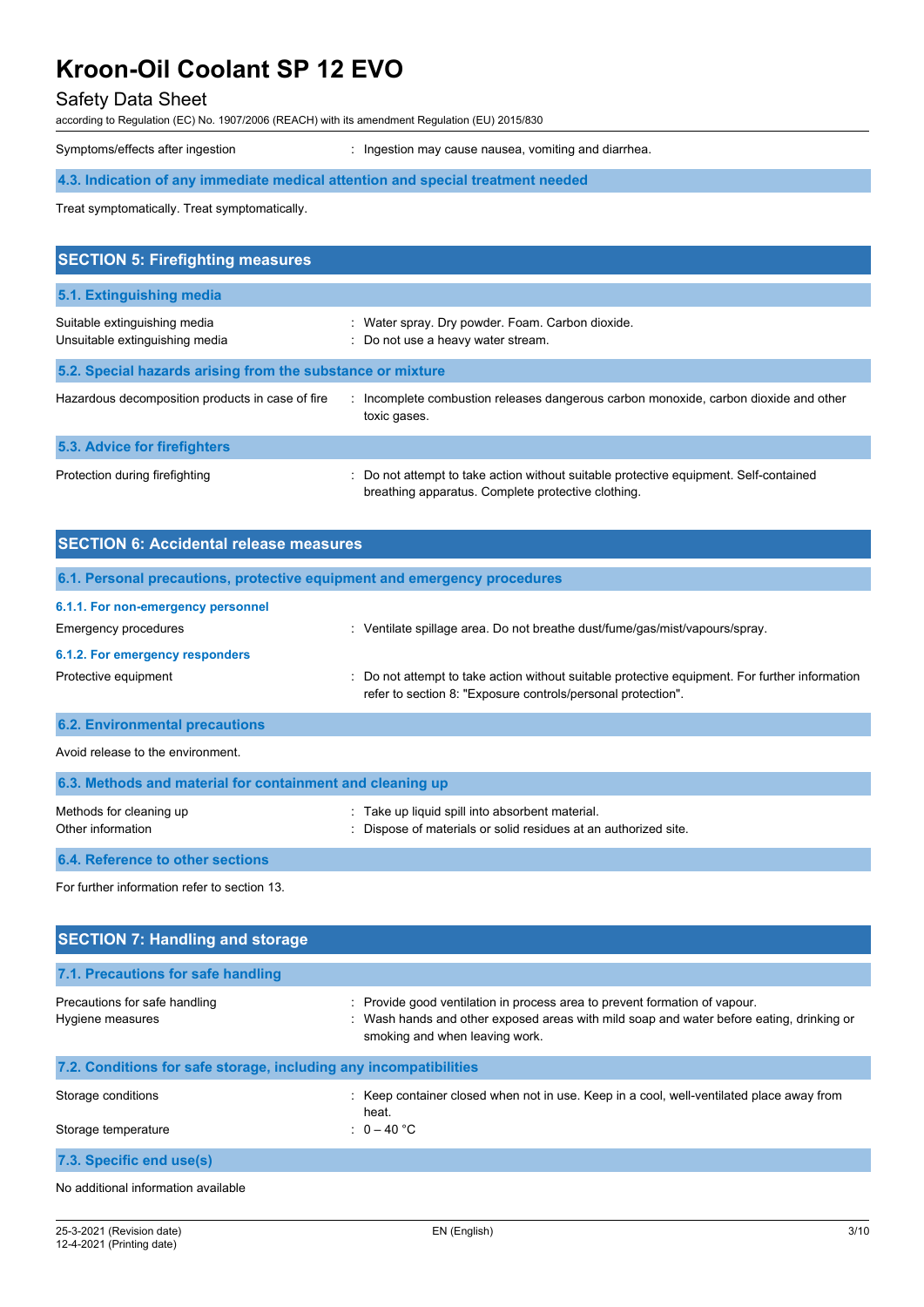| | |
|---|---|
| Symptoms/effects after ingestion | : Ingestion may cause nausea, vomiting and diarrhea. |

### 4.3. Indication of any immediate medical attention and special treatment needed

Treat symptomatically. Treat symptomatically.

## SECTION 5: Firefighting measures

### 5.1. Extinguishing media

| | |
|---|---|
| Suitable extinguishing media | : Water spray. Dry powder. Foam. Carbon dioxide. |
| Unsuitable extinguishing media | : Do not use a heavy water stream. |

### 5.2. Special hazards arising from the substance or mixture

| | |
|---|---|
| Hazardous decomposition products in case of fire | : Incomplete combustion releases dangerous carbon monoxide, carbon dioxide and other toxic gases. |

### 5.3. Advice for firefighters

| | |
|---|---|
| Protection during firefighting | : Do not attempt to take action without suitable protective equipment. Self-contained breathing apparatus. Complete protective clothing. |

## SECTION 6: Accidental release measures

### 6.1. Personal precautions, protective equipment and emergency procedures

#### 6.1.1. For non-emergency personnel

| | |
|---|---|
| Emergency procedures | : Ventilate spillage area. Do not breathe dust/fume/gas/mist/vapours/spray. |

#### 6.1.2. For emergency responders

| | |
|---|---|
| Protective equipment | : Do not attempt to take action without suitable protective equipment. For further information refer to section 8: "Exposure controls/personal protection". |

### 6.2. Environmental precautions

Avoid release to the environment.

### 6.3. Methods and material for containment and cleaning up

| | |
|---|---|
| Methods for cleaning up | : Take up liquid spill into absorbent material. |
| Other information | : Dispose of materials or solid residues at an authorized site. |

### 6.4. Reference to other sections

For further information refer to section 13.

## SECTION 7: Handling and storage

### 7.1. Precautions for safe handling

| | |
|---|---|
| Precautions for safe handling | : Provide good ventilation in process area to prevent formation of vapour. |
| Hygiene measures | : Wash hands and other exposed areas with mild soap and water before eating, drinking or smoking and when leaving work. |

### 7.2. Conditions for safe storage, including any incompatibilities

| | |
|---|---|
| Storage conditions | : Keep container closed when not in use. Keep in a cool, well-ventilated place away from heat. |
| Storage temperature | : 0 – 40 °C |

### 7.3. Specific end use(s)

No additional information available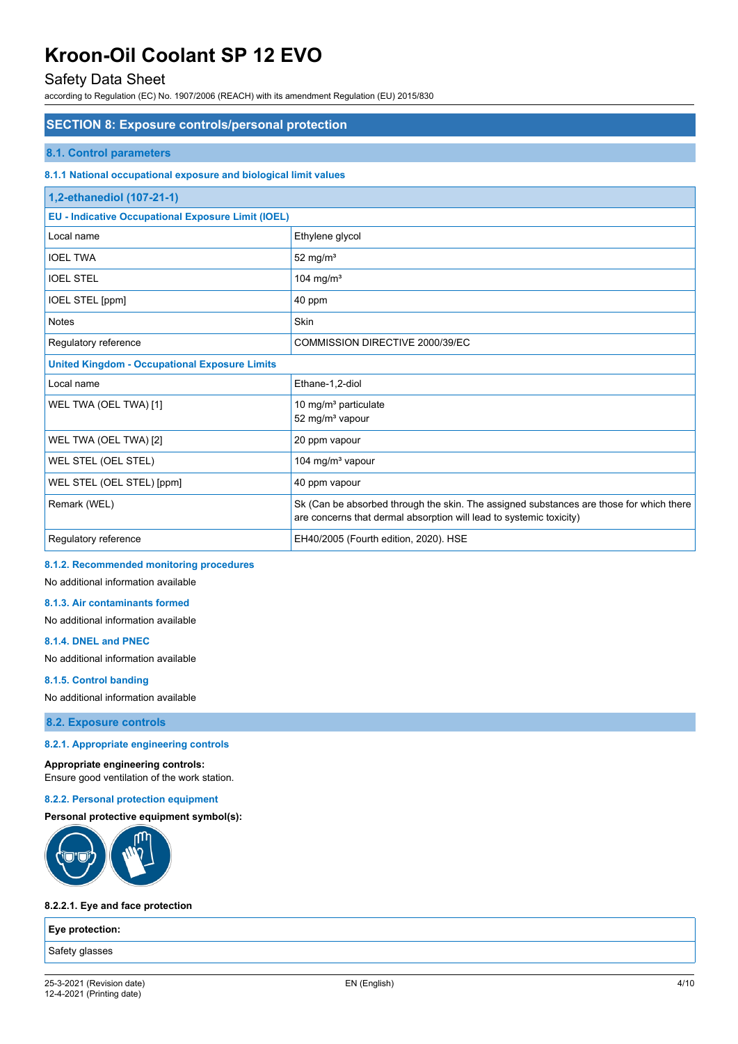## SECTION 8: Exposure controls/personal protection

### 8.1. Control parameters

#### 8.1.1 National occupational exposure and biological limit values

| 1,2-ethanediol (107-21-1) | |
|---|---|
| **EU - Indicative Occupational Exposure Limit (IOEL)** | |
| Local name | Ethylene glycol |
| IOEL TWA | 52 mg/m³ |
| IOEL STEL | 104 mg/m³ |
| IOEL STEL [ppm] | 40 ppm |
| Notes | Skin |
| Regulatory reference | COMMISSION DIRECTIVE 2000/39/EC |
| **United Kingdom - Occupational Exposure Limits** | |
| Local name | Ethane-1,2-diol |
| WEL TWA (OEL TWA) [1] | 10 mg/m³ particulate<br>52 mg/m³ vapour |
| WEL TWA (OEL TWA) [2] | 20 ppm vapour |
| WEL STEL (OEL STEL) | 104 mg/m³ vapour |
| WEL STEL (OEL STEL) [ppm] | 40 ppm vapour |
| Remark (WEL) | Sk (Can be absorbed through the skin. The assigned substances are those for which there are concerns that dermal absorption will lead to systemic toxicity) |
| Regulatory reference | EH40/2005 (Fourth edition, 2020). HSE |

#### 8.1.2. Recommended monitoring procedures

No additional information available

#### 8.1.3. Air contaminants formed

No additional information available

#### 8.1.4. DNEL and PNEC

No additional information available

#### 8.1.5. Control banding

No additional information available

### 8.2. Exposure controls

#### 8.2.1. Appropriate engineering controls

**Appropriate engineering controls:**
Ensure good ventilation of the work station.

#### 8.2.2. Personal protection equipment

**Personal protective equipment symbol(s):**

**8.2.2.1. Eye and face protection**

| Eye protection: |
|---|
| Safety glasses |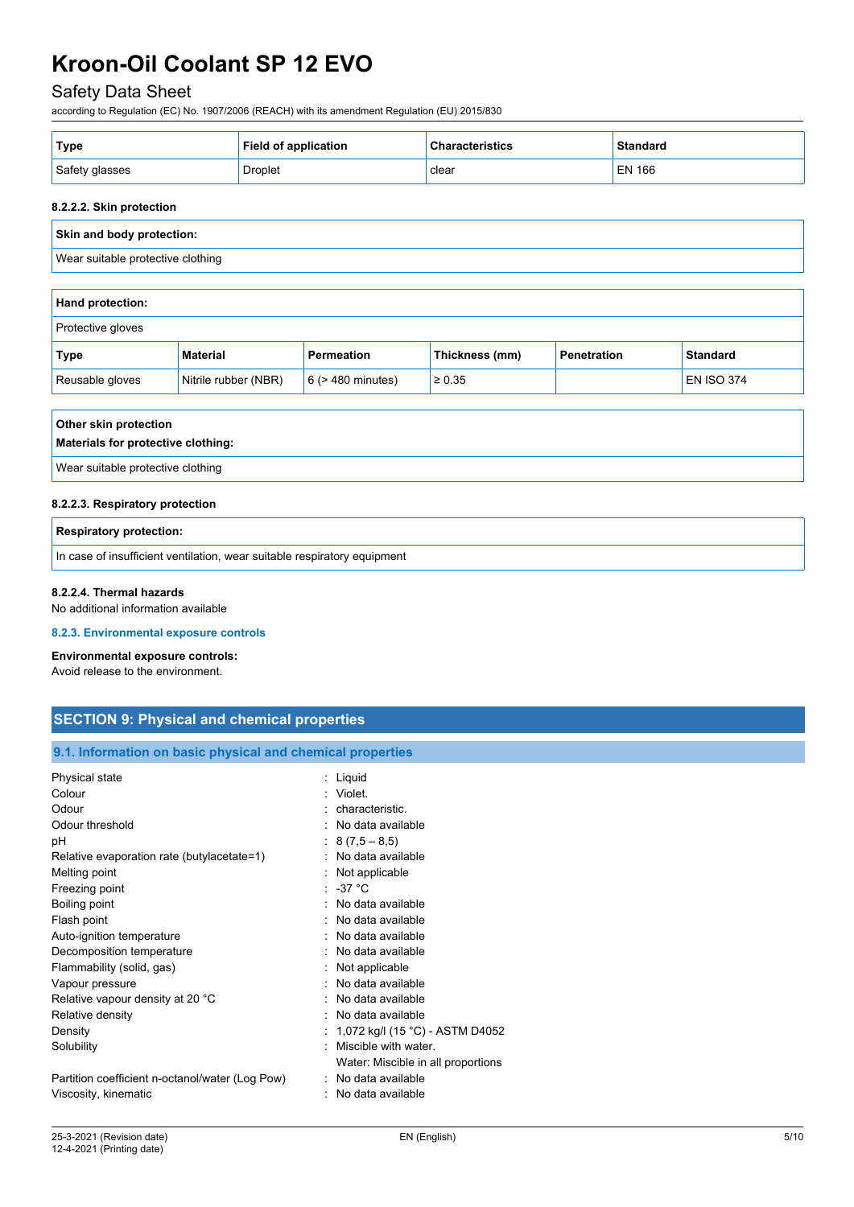| Type | Field of application | Characteristics | Standard |
|---|---|---|---|
| Safety glasses | Droplet | clear | EN 166 |

#### 8.2.2.2. Skin protection

| Skin and body protection: |
|---|
| Wear suitable protective clothing |

| Hand protection: | | | | | |
|---|---|---|---|---|---|
| Protective gloves | | | | | |
| **Type** | **Material** | **Permeation** | **Thickness (mm)** | **Penetration** | **Standard** |
| Reusable gloves | Nitrile rubber (NBR) | 6 (> 480 minutes) | ≥ 0.35 | | EN ISO 374 |

| Other skin protection<br>Materials for protective clothing: |
|---|
| Wear suitable protective clothing |

#### 8.2.2.3. Respiratory protection

| Respiratory protection: |
|---|
| In case of insufficient ventilation, wear suitable respiratory equipment |

#### 8.2.2.4. Thermal hazards

No additional information available

#### 8.2.3. Environmental exposure controls

**Environmental exposure controls:**
Avoid release to the environment.

## SECTION 9: Physical and chemical properties

### 9.1. Information on basic physical and chemical properties

| | |
|---|---|
| Physical state | : Liquid |
| Colour | : Violet. |
| Odour | : characteristic. |
| Odour threshold | : No data available |
| pH | : 8 (7,5 – 8,5) |
| Relative evaporation rate (butylacetate=1) | : No data available |
| Melting point | : Not applicable |
| Freezing point | : -37 °C |
| Boiling point | : No data available |
| Flash point | : No data available |
| Auto-ignition temperature | : No data available |
| Decomposition temperature | : No data available |
| Flammability (solid, gas) | : Not applicable |
| Vapour pressure | : No data available |
| Relative vapour density at 20 °C | : No data available |
| Relative density | : No data available |
| Density | : 1,072 kg/l (15 °C) - ASTM D4052 |
| Solubility | : Miscible with water.<br>Water: Miscible in all proportions |
| Partition coefficient n-octanol/water (Log Pow) | : No data available |
| Viscosity, kinematic | : No data available |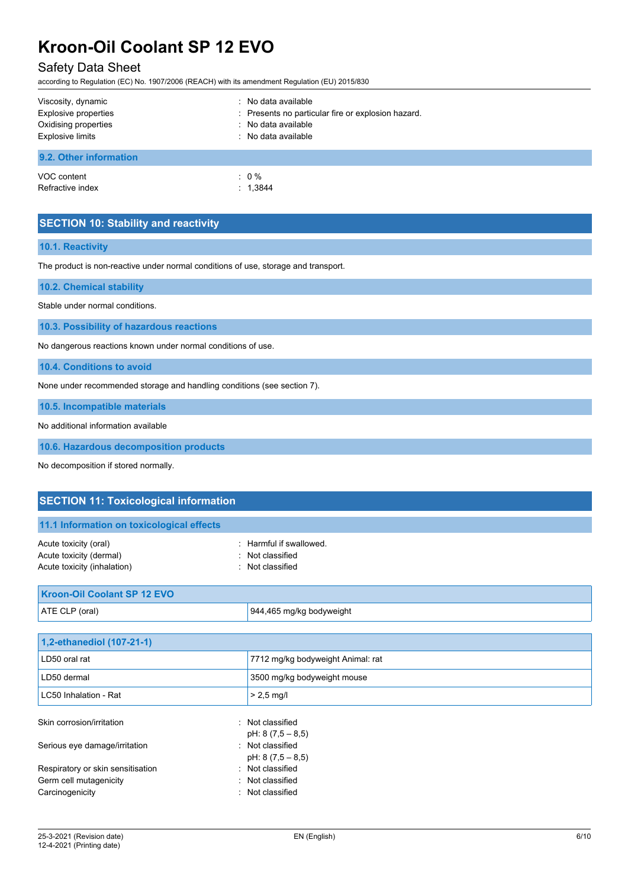| | |
|---|---|
| Viscosity, dynamic | : No data available |
| Explosive properties | : Presents no particular fire or explosion hazard. |
| Oxidising properties | : No data available |
| Explosive limits | : No data available |

### 9.2. Other information

| | |
|---|---|
| VOC content | : 0 % |
| Refractive index | : 1,3844 |

## SECTION 10: Stability and reactivity

### 10.1. Reactivity

The product is non-reactive under normal conditions of use, storage and transport.

### 10.2. Chemical stability

Stable under normal conditions.

### 10.3. Possibility of hazardous reactions

No dangerous reactions known under normal conditions of use.

### 10.4. Conditions to avoid

None under recommended storage and handling conditions (see section 7).

### 10.5. Incompatible materials

No additional information available

### 10.6. Hazardous decomposition products

No decomposition if stored normally.

## SECTION 11: Toxicological information

### 11.1 Information on toxicological effects

| | |
|---|---|
| Acute toxicity (oral) | : Harmful if swallowed. |
| Acute toxicity (dermal) | : Not classified |
| Acute toxicity (inhalation) | : Not classified |

| Kroon-Oil Coolant SP 12 EVO | |
|---|---|
| ATE CLP (oral) | 944,465 mg/kg bodyweight |

| 1,2-ethanediol (107-21-1) | |
|---|---|
| LD50 oral rat | 7712 mg/kg bodyweight Animal: rat |
| LD50 dermal | 3500 mg/kg bodyweight mouse |
| LC50 Inhalation - Rat | > 2,5 mg/l |

| | |
|---|---|
| Skin corrosion/irritation | : Not classified<br>pH: 8 (7,5 – 8,5) |
| Serious eye damage/irritation | : Not classified<br>pH: 8 (7,5 – 8,5) |
| Respiratory or skin sensitisation | : Not classified |
| Germ cell mutagenicity | : Not classified |
| Carcinogenicity | : Not classified |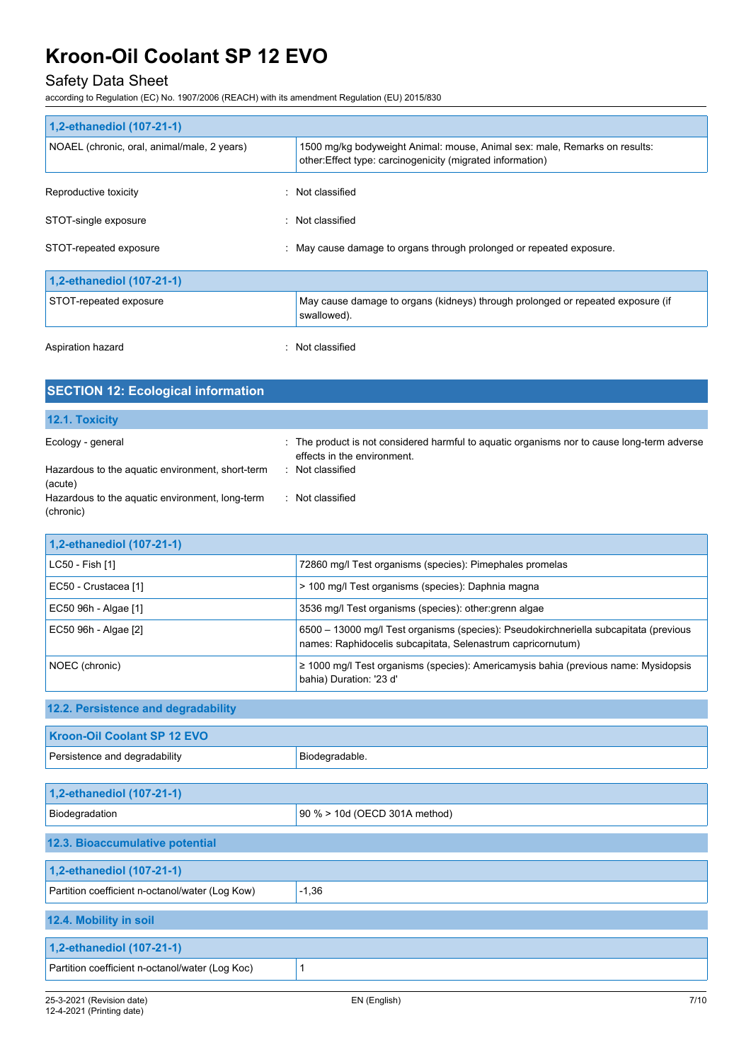| 1,2-ethanediol (107-21-1) | |
|---|---|
| NOAEL (chronic, oral, animal/male, 2 years) | 1500 mg/kg bodyweight Animal: mouse, Animal sex: male, Remarks on results: other:Effect type: carcinogenicity (migrated information) |

Reproductive toxicity : Not classified

STOT-single exposure : Not classified

STOT-repeated exposure : May cause damage to organs through prolonged or repeated exposure.

| 1,2-ethanediol (107-21-1) | |
|---|---|
| STOT-repeated exposure | May cause damage to organs (kidneys) through prolonged or repeated exposure (if swallowed). |

Aspiration hazard : Not classified

## SECTION 12: Ecological information

### 12.1. Toxicity

Ecology - general : The product is not considered harmful to aquatic organisms nor to cause long-term adverse effects in the environment.

Hazardous to the aquatic environment, short-term (acute) : Not classified

Hazardous to the aquatic environment, long-term (chronic) : Not classified

| 1,2-ethanediol (107-21-1) | |
|---|---|
| LC50 - Fish [1] | 72860 mg/l Test organisms (species): Pimephales promelas |
| EC50 - Crustacea [1] | > 100 mg/l Test organisms (species): Daphnia magna |
| EC50 96h - Algae [1] | 3536 mg/l Test organisms (species): other:grenn algae |
| EC50 96h - Algae [2] | 6500 – 13000 mg/l Test organisms (species): Pseudokirchneriella subcapitata (previous names: Raphidocelis subcapitata, Selenastrum capricornutum) |
| NOEC (chronic) | ≥ 1000 mg/l Test organisms (species): Americamysis bahia (previous name: Mysidopsis bahia) Duration: '23 d' |

### 12.2. Persistence and degradability

| Kroon-Oil Coolant SP 12 EVO | |
|---|---|
| Persistence and degradability | Biodegradable. |

| 1,2-ethanediol (107-21-1) | |
|---|---|
| Biodegradation | 90 % > 10d (OECD 301A method) |

### 12.3. Bioaccumulative potential

| 1,2-ethanediol (107-21-1) | |
|---|---|
| Partition coefficient n-octanol/water (Log Kow) | -1,36 |

### 12.4. Mobility in soil

| 1,2-ethanediol (107-21-1) | |
|---|---|
| Partition coefficient n-octanol/water (Log Koc) | 1 |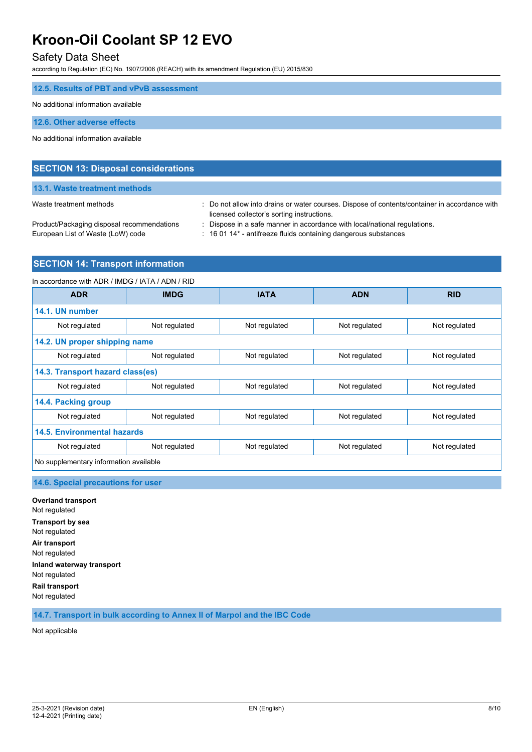### 12.5. Results of PBT and vPvB assessment

No additional information available

### 12.6. Other adverse effects

No additional information available

## SECTION 13: Disposal considerations

### 13.1. Waste treatment methods

Waste treatment methods : Do not allow into drains or water courses. Dispose of contents/container in accordance with licensed collector's sorting instructions.

Product/Packaging disposal recommendations : Dispose in a safe manner in accordance with local/national regulations.

European List of Waste (LoW) code : 16 01 14* - antifreeze fluids containing dangerous substances

## SECTION 14: Transport information

In accordance with ADR / IMDG / IATA / ADN / RID

| ADR | IMDG | IATA | ADN | RID |
|---|---|---|---|---|
| **14.1. UN number** | | | | |
| Not regulated | Not regulated | Not regulated | Not regulated | Not regulated |
| **14.2. UN proper shipping name** | | | | |
| Not regulated | Not regulated | Not regulated | Not regulated | Not regulated |
| **14.3. Transport hazard class(es)** | | | | |
| Not regulated | Not regulated | Not regulated | Not regulated | Not regulated |
| **14.4. Packing group** | | | | |
| Not regulated | Not regulated | Not regulated | Not regulated | Not regulated |
| **14.5. Environmental hazards** | | | | |
| Not regulated | Not regulated | Not regulated | Not regulated | Not regulated |
| No supplementary information available | | | | |

### 14.6. Special precautions for user

**Overland transport**
Not regulated

**Transport by sea**
Not regulated

**Air transport**
Not regulated

**Inland waterway transport**
Not regulated

**Rail transport**
Not regulated

### 14.7. Transport in bulk according to Annex II of Marpol and the IBC Code

Not applicable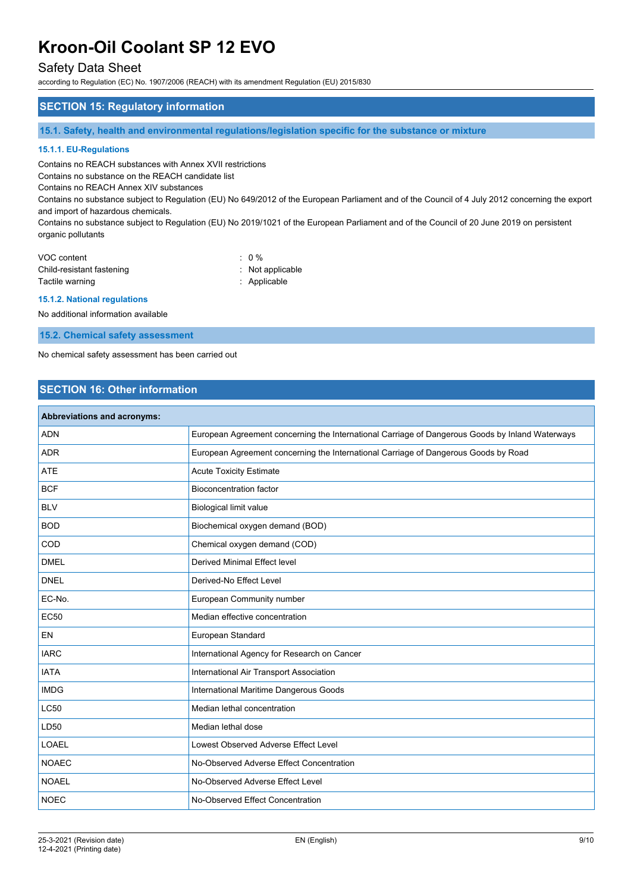## SECTION 15: Regulatory information

### 15.1. Safety, health and environmental regulations/legislation specific for the substance or mixture

#### 15.1.1. EU-Regulations

Contains no REACH substances with Annex XVII restrictions
Contains no substance on the REACH candidate list
Contains no REACH Annex XIV substances
Contains no substance subject to Regulation (EU) No 649/2012 of the European Parliament and of the Council of 4 July 2012 concerning the export and import of hazardous chemicals.
Contains no substance subject to Regulation (EU) No 2019/1021 of the European Parliament and of the Council of 20 June 2019 on persistent organic pollutants

VOC content : 0 %
Child-resistant fastening : Not applicable
Tactile warning : Applicable

#### 15.1.2. National regulations

No additional information available

### 15.2. Chemical safety assessment

No chemical safety assessment has been carried out

## SECTION 16: Other information

| Abbreviations and acronyms: | |
|---|---|
| ADN | European Agreement concerning the International Carriage of Dangerous Goods by Inland Waterways |
| ADR | European Agreement concerning the International Carriage of Dangerous Goods by Road |
| ATE | Acute Toxicity Estimate |
| BCF | Bioconcentration factor |
| BLV | Biological limit value |
| BOD | Biochemical oxygen demand (BOD) |
| COD | Chemical oxygen demand (COD) |
| DMEL | Derived Minimal Effect level |
| DNEL | Derived-No Effect Level |
| EC-No. | European Community number |
| EC50 | Median effective concentration |
| EN | European Standard |
| IARC | International Agency for Research on Cancer |
| IATA | International Air Transport Association |
| IMDG | International Maritime Dangerous Goods |
| LC50 | Median lethal concentration |
| LD50 | Median lethal dose |
| LOAEL | Lowest Observed Adverse Effect Level |
| NOAEC | No-Observed Adverse Effect Concentration |
| NOAEL | No-Observed Adverse Effect Level |
| NOEC | No-Observed Effect Concentration |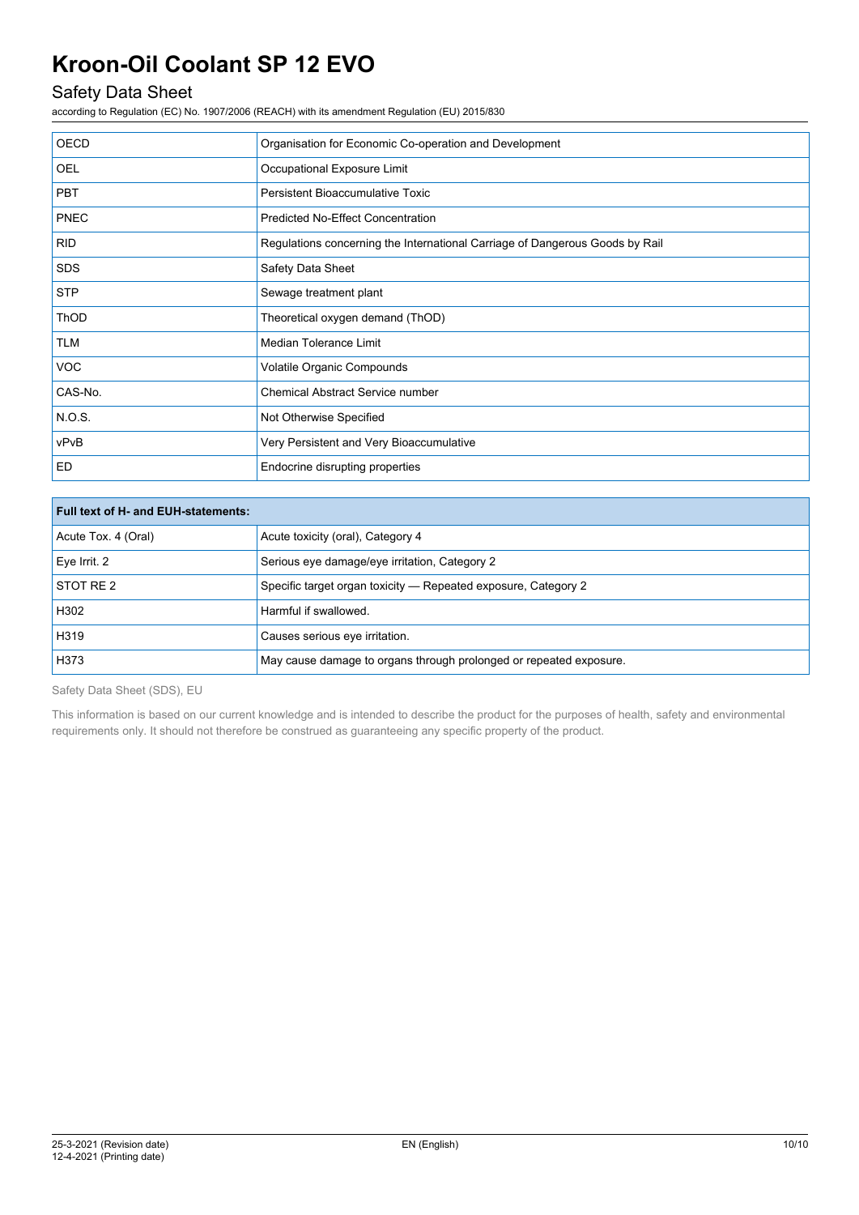| | |
|---|---|
| OECD | Organisation for Economic Co-operation and Development |
| OEL | Occupational Exposure Limit |
| PBT | Persistent Bioaccumulative Toxic |
| PNEC | Predicted No-Effect Concentration |
| RID | Regulations concerning the International Carriage of Dangerous Goods by Rail |
| SDS | Safety Data Sheet |
| STP | Sewage treatment plant |
| ThOD | Theoretical oxygen demand (ThOD) |
| TLM | Median Tolerance Limit |
| VOC | Volatile Organic Compounds |
| CAS-No. | Chemical Abstract Service number |
| N.O.S. | Not Otherwise Specified |
| vPvB | Very Persistent and Very Bioaccumulative |
| ED | Endocrine disrupting properties |

| **Full text of H- and EUH-statements:** | |
|---|---|
| Acute Tox. 4 (Oral) | Acute toxicity (oral), Category 4 |
| Eye Irrit. 2 | Serious eye damage/eye irritation, Category 2 |
| STOT RE 2 | Specific target organ toxicity — Repeated exposure, Category 2 |
| H302 | Harmful if swallowed. |
| H319 | Causes serious eye irritation. |
| H373 | May cause damage to organs through prolonged or repeated exposure. |

Safety Data Sheet (SDS), EU

This information is based on our current knowledge and is intended to describe the product for the purposes of health, safety and environmental requirements only. It should not therefore be construed as guaranteeing any specific property of the product.